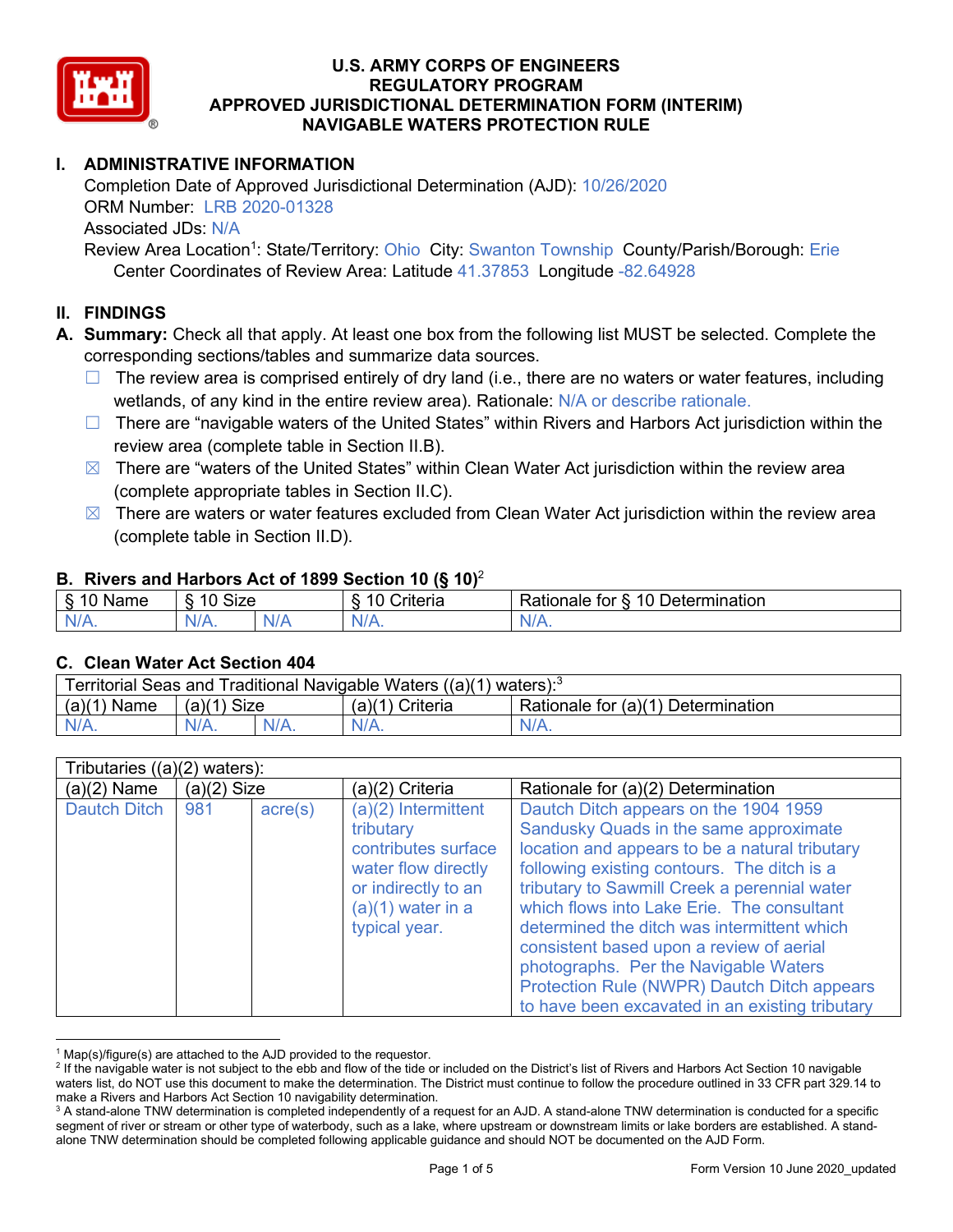# U.S. ARMY CORPS OF ENGINEERS
# REGULATORY PROGRAM
# APPROVED JURISDICTIONAL DETERMINATION FORM (INTERIM)
# NAVIGABLE WATERS PROTECTION RULE

## I. ADMINISTRATIVE INFORMATION

Completion Date of Approved Jurisdictional Determination (AJD): 10/26/2020
ORM Number: LRB 2020-01328
Associated JDs: N/A
Review Area Location[1]: State/Territory: Ohio City: Swanton Township County/Parish/Borough: Erie
Center Coordinates of Review Area: Latitude 41.37853 Longitude -82.64928

## II. FINDINGS

**A. Summary:** Check all that apply. At least one box from the following list MUST be selected. Complete the corresponding sections/tables and summarize data sources.

☐ The review area is comprised entirely of dry land (i.e., there are no waters or water features, including wetlands, of any kind in the entire review area). Rationale: N/A or describe rationale.

☐ There are "navigable waters of the United States" within Rivers and Harbors Act jurisdiction within the review area (complete table in Section II.B).

☒ There are "waters of the United States" within Clean Water Act jurisdiction within the review area (complete appropriate tables in Section II.C).

☒ There are waters or water features excluded from Clean Water Act jurisdiction within the review area (complete table in Section II.D).

### B. Rivers and Harbors Act of 1899 Section 10 (§ 10)[2]

| § 10 Name | § 10 Size | | § 10 Criteria | Rationale for § 10 Determination |
|---|---|---|---|---|
| N/A. | N/A. | N/A | N/A. | N/A. |

### C. Clean Water Act Section 404

| Territorial Seas and Traditional Navigable Waters ((a)(1) waters):[3] | | | | |
|---|---|---|---|---|
| (a)(1) Name | (a)(1) Size | | (a)(1) Criteria | Rationale for (a)(1) Determination |
| N/A. | N/A. | N/A. | N/A. | N/A. |

| Tributaries ((a)(2) waters): | | | | |
|---|---|---|---|---|
| (a)(2) Name | (a)(2) Size | | (a)(2) Criteria | Rationale for (a)(2) Determination |
| Dautch Ditch | 981 | acre(s) | (a)(2) Intermittent tributary contributes surface water flow directly or indirectly to an (a)(1) water in a typical year. | Dautch Ditch appears on the 1904 1959 Sandusky Quads in the same approximate location and appears to be a natural tributary following existing contours. The ditch is a tributary to Sawmill Creek a perennial water which flows into Lake Erie. The consultant determined the ditch was intermittent which consistent based upon a review of aerial photographs. Per the Navigable Waters Protection Rule (NWPR) Dautch Ditch appears to have been excavated in an existing tributary |

[1] Map(s)/figure(s) are attached to the AJD provided to the requestor.
[2] If the navigable water is not subject to the ebb and flow of the tide or included on the District's list of Rivers and Harbors Act Section 10 navigable waters list, do NOT use this document to make the determination. The District must continue to follow the procedure outlined in 33 CFR part 329.14 to make a Rivers and Harbors Act Section 10 navigability determination.
[3] A stand-alone TNW determination is completed independently of a request for an AJD. A stand-alone TNW determination is conducted for a specific segment of river or stream or other type of waterbody, such as a lake, where upstream or downstream limits or lake borders are established. A stand-alone TNW determination should be completed following applicable guidance and should NOT be documented on the AJD Form.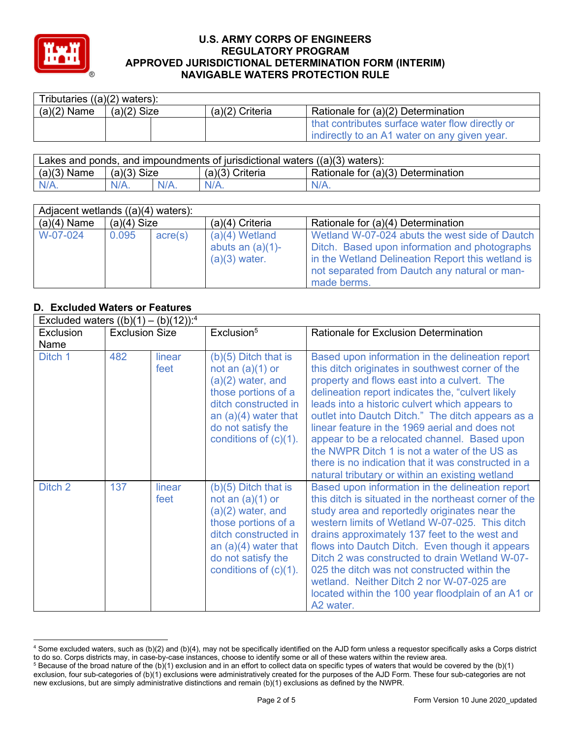# U.S. ARMY CORPS OF ENGINEERS
# REGULATORY PROGRAM
# APPROVED JURISDICTIONAL DETERMINATION FORM (INTERIM)
# NAVIGABLE WATERS PROTECTION RULE

| Tributaries ((a)(2) waters): | | | | |
|---|---|---|---|---|
| (a)(2) Name | (a)(2) Size | | (a)(2) Criteria | Rationale for (a)(2) Determination |
| | | | | that contributes surface water flow directly or indirectly to an A1 water on any given year. |

| Lakes and ponds, and impoundments of jurisdictional waters ((a)(3) waters): | | | | |
|---|---|---|---|---|
| (a)(3) Name | (a)(3) Size | | (a)(3) Criteria | Rationale for (a)(3) Determination |
| N/A. | N/A. | N/A. | N/A. | N/A. |

| Adjacent wetlands ((a)(4) waters): | | | | |
|---|---|---|---|---|
| (a)(4) Name | (a)(4) Size | | (a)(4) Criteria | Rationale for (a)(4) Determination |
| W-07-024 | 0.095 | acre(s) | (a)(4) Wetland abuts an (a)(1)-(a)(3) water. | Wetland W-07-024 abuts the west side of Dautch Ditch. Based upon information and photographs in the Wetland Delineation Report this wetland is not separated from Dautch any natural or man-made berms. |

## D. Excluded Waters or Features

| Excluded waters ((b)(1) – (b)(12)):[4] | | | | |
|---|---|---|---|---|
| Exclusion Name | Exclusion Size | | Exclusion[5] | Rationale for Exclusion Determination |
| Ditch 1 | 482 | linear feet | (b)(5) Ditch that is not an (a)(1) or (a)(2) water, and those portions of a ditch constructed in an (a)(4) water that do not satisfy the conditions of (c)(1). | Based upon information in the delineation report this ditch originates in southwest corner of the property and flows east into a culvert. The delineation report indicates the, "culvert likely leads into a historic culvert which appears to outlet into Dautch Ditch." The ditch appears as a linear feature in the 1969 aerial and does not appear to be a relocated channel. Based upon the NWPR Ditch 1 is not a water of the US as there is no indication that it was constructed in a natural tributary or within an existing wetland |
| Ditch 2 | 137 | linear feet | (b)(5) Ditch that is not an (a)(1) or (a)(2) water, and those portions of a ditch constructed in an (a)(4) water that do not satisfy the conditions of (c)(1). | Based upon information in the delineation report this ditch is situated in the northeast corner of the study area and reportedly originates near the western limits of Wetland W-07-025. This ditch drains approximately 137 feet to the west and flows into Dautch Ditch. Even though it appears Ditch 2 was constructed to drain Wetland W-07-025 the ditch was not constructed within the wetland. Neither Ditch 2 nor W-07-025 are located within the 100 year floodplain of an A1 or A2 water. |

[4] Some excluded waters, such as (b)(2) and (b)(4), may not be specifically identified on the AJD form unless a requestor specifically asks a Corps district to do so. Corps districts may, in case-by-case instances, choose to identify some or all of these waters within the review area.

[5] Because of the broad nature of the (b)(1) exclusion and in an effort to collect data on specific types of waters that would be covered by the (b)(1) exclusion, four sub-categories of (b)(1) exclusions were administratively created for the purposes of the AJD Form. These four sub-categories are not new exclusions, but are simply administrative distinctions and remain (b)(1) exclusions as defined by the NWPR.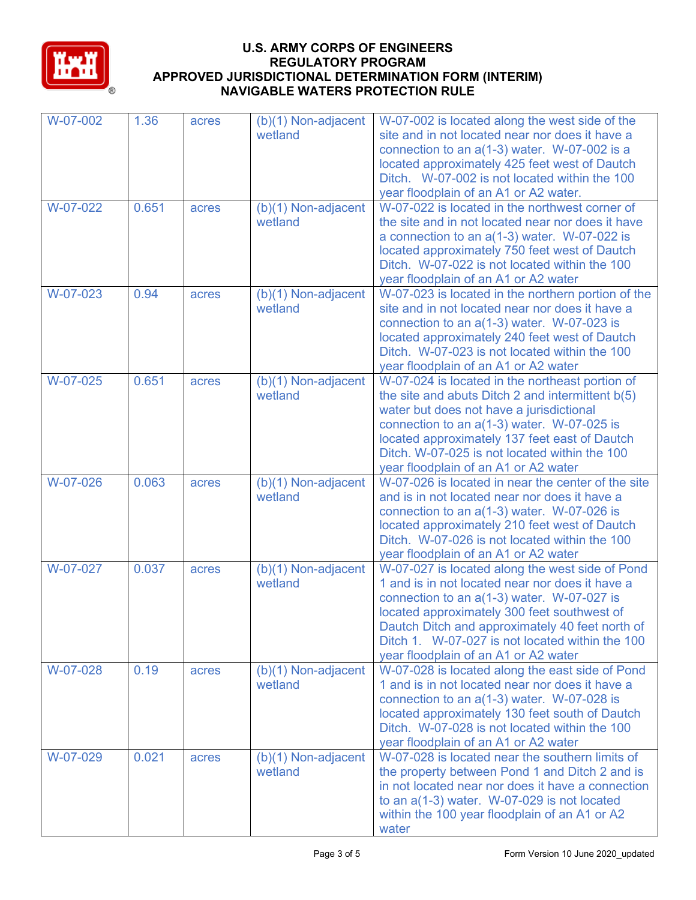| W-07-002 | 1.36 | acres | (b)(1) Non-adjacent wetland | W-07-002 is located along the west side of the site and in not located near nor does it have a connection to an a(1-3) water. W-07-002 is a located approximately 425 feet west of Dautch Ditch. W-07-002 is not located within the 100 year floodplain of an A1 or A2 water. |
|---|---|---|---|---|
| W-07-022 | 0.651 | acres | (b)(1) Non-adjacent wetland | W-07-022 is located in the northwest corner of the site and in not located near nor does it have a connection to an a(1-3) water. W-07-022 is located approximately 750 feet west of Dautch Ditch. W-07-022 is not located within the 100 year floodplain of an A1 or A2 water |
| W-07-023 | 0.94 | acres | (b)(1) Non-adjacent wetland | W-07-023 is located in the northern portion of the site and in not located near nor does it have a connection to an a(1-3) water. W-07-023 is located approximately 240 feet west of Dautch Ditch. W-07-023 is not located within the 100 year floodplain of an A1 or A2 water |
| W-07-025 | 0.651 | acres | (b)(1) Non-adjacent wetland | W-07-024 is located in the northeast portion of the site and abuts Ditch 2 and intermittent b(5) water but does not have a jurisdictional connection to an a(1-3) water. W-07-025 is located approximately 137 feet east of Dautch Ditch. W-07-025 is not located within the 100 year floodplain of an A1 or A2 water |
| W-07-026 | 0.063 | acres | (b)(1) Non-adjacent wetland | W-07-026 is located in near the center of the site and is in not located near nor does it have a connection to an a(1-3) water. W-07-026 is located approximately 210 feet west of Dautch Ditch. W-07-026 is not located within the 100 year floodplain of an A1 or A2 water |
| W-07-027 | 0.037 | acres | (b)(1) Non-adjacent wetland | W-07-027 is located along the west side of Pond 1 and is in not located near nor does it have a connection to an a(1-3) water. W-07-027 is located approximately 300 feet southwest of Dautch Ditch and approximately 40 feet north of Ditch 1. W-07-027 is not located within the 100 year floodplain of an A1 or A2 water |
| W-07-028 | 0.19 | acres | (b)(1) Non-adjacent wetland | W-07-028 is located along the east side of Pond 1 and is in not located near nor does it have a connection to an a(1-3) water. W-07-028 is located approximately 130 feet south of Dautch Ditch. W-07-028 is not located within the 100 year floodplain of an A1 or A2 water |
| W-07-029 | 0.021 | acres | (b)(1) Non-adjacent wetland | W-07-028 is located near the southern limits of the property between Pond 1 and Ditch 2 and is in not located near nor does it have a connection to an a(1-3) water. W-07-029 is not located within the 100 year floodplain of an A1 or A2 water |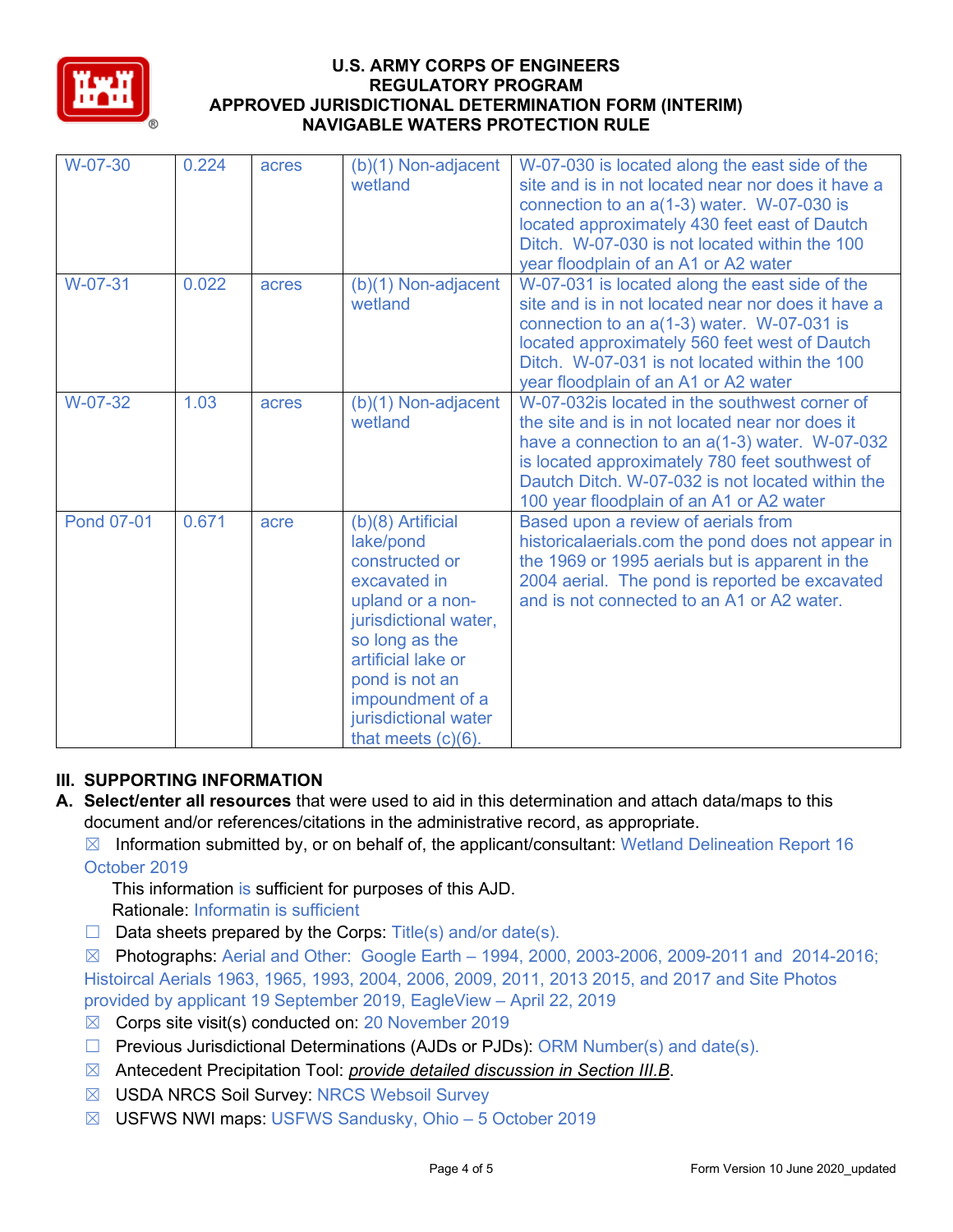| W-07-30 | 0.224 | acres | (b)(1) Non-adjacent wetland | W-07-030 is located along the east side of the site and is in not located near nor does it have a connection to an a(1-3) water. W-07-030 is located approximately 430 feet east of Dautch Ditch. W-07-030 is not located within the 100 year floodplain of an A1 or A2 water |
|---|---|---|---|---|
| W-07-31 | 0.022 | acres | (b)(1) Non-adjacent wetland | W-07-031 is located along the east side of the site and is in not located near nor does it have a connection to an a(1-3) water. W-07-031 is located approximately 560 feet west of Dautch Ditch. W-07-031 is not located within the 100 year floodplain of an A1 or A2 water |
| W-07-32 | 1.03 | acres | (b)(1) Non-adjacent wetland | W-07-032is located in the southwest corner of the site and is in not located near nor does it have a connection to an a(1-3) water. W-07-032 is located approximately 780 feet southwest of Dautch Ditch. W-07-032 is not located within the 100 year floodplain of an A1 or A2 water |
| Pond 07-01 | 0.671 | acre | (b)(8) Artificial lake/pond constructed or excavated in upland or a non-jurisdictional water, so long as the artificial lake or pond is not an impoundment of a jurisdictional water that meets (c)(6). | Based upon a review of aerials from historicalaerials.com the pond does not appear in the 1969 or 1995 aerials but is apparent in the 2004 aerial. The pond is reported be excavated and is not connected to an A1 or A2 water. |

## III. SUPPORTING INFORMATION

**A. Select/enter all resources** that were used to aid in this determination and attach data/maps to this document and/or references/citations in the administrative record, as appropriate.

☒ Information submitted by, or on behalf of, the applicant/consultant: Wetland Delineation Report 16 October 2019

This information is sufficient for purposes of this AJD.
Rationale: Informatin is sufficient

☐ Data sheets prepared by the Corps: Title(s) and/or date(s).

☒ Photographs: Aerial and Other: Google Earth – 1994, 2000, 2003-2006, 2009-2011 and 2014-2016; Histoircal Aerials 1963, 1965, 1993, 2004, 2006, 2009, 2011, 2013 2015, and 2017 and Site Photos provided by applicant 19 September 2019, EagleView – April 22, 2019

☒ Corps site visit(s) conducted on: 20 November 2019

☐ Previous Jurisdictional Determinations (AJDs or PJDs): ORM Number(s) and date(s).

☒ Antecedent Precipitation Tool: *provide detailed discussion in Section III.B*.

☒ USDA NRCS Soil Survey: NRCS Websoil Survey

☒ USFWS NWI maps: USFWS Sandusky, Ohio – 5 October 2019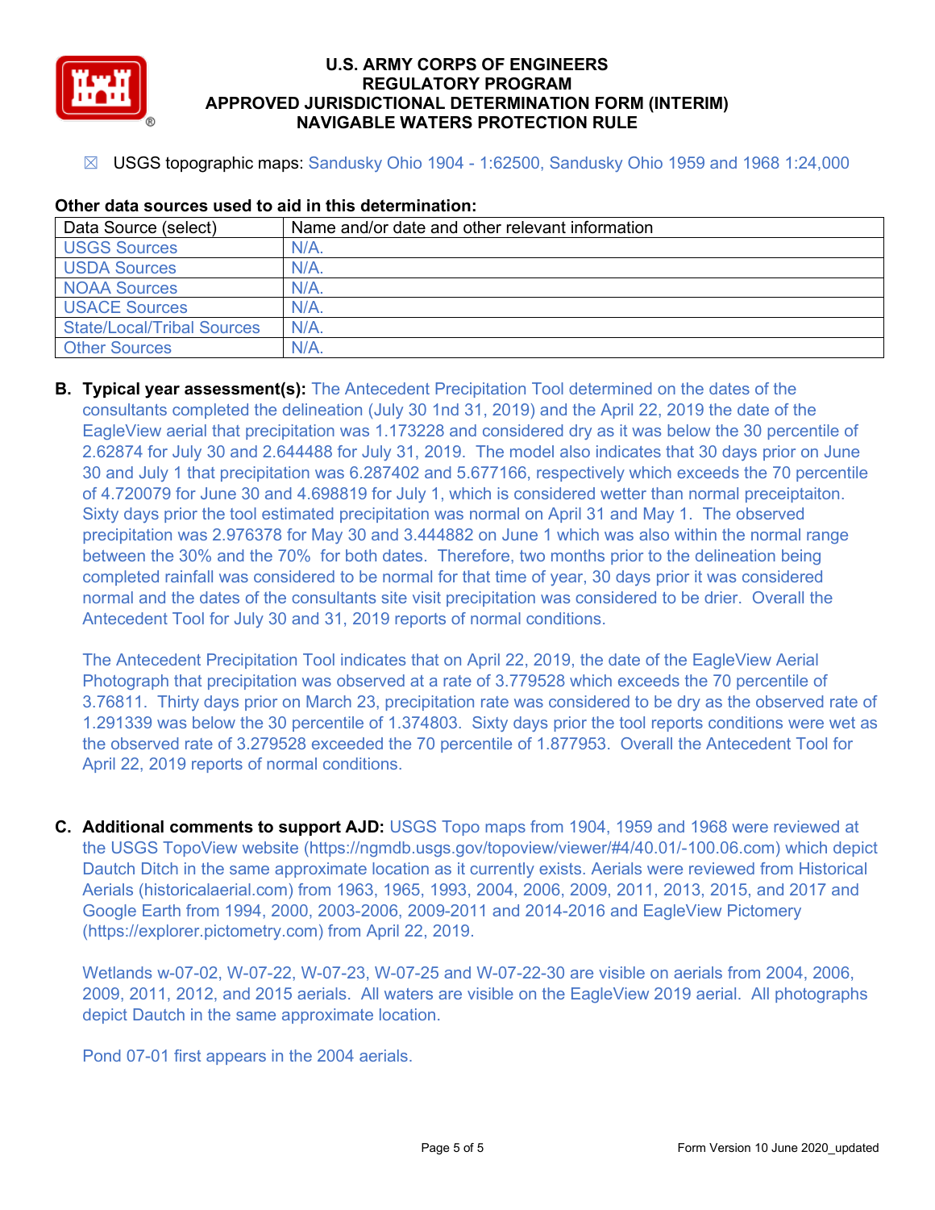☒ USGS topographic maps: Sandusky Ohio 1904 - 1:62500, Sandusky Ohio 1959 and 1968 1:24,000

**Other data sources used to aid in this determination:**

| Data Source (select) | Name and/or date and other relevant information |
|---|---|
| USGS Sources | N/A. |
| USDA Sources | N/A. |
| NOAA Sources | N/A. |
| USACE Sources | N/A. |
| State/Local/Tribal Sources | N/A. |
| Other Sources | N/A. |

**B. Typical year assessment(s):** The Antecedent Precipitation Tool determined on the dates of the consultants completed the delineation (July 30 1nd 31, 2019) and the April 22, 2019 the date of the EagleView aerial that precipitation was 1.173228 and considered dry as it was below the 30 percentile of 2.62874 for July 30 and 2.644488 for July 31, 2019. The model also indicates that 30 days prior on June 30 and July 1 that precipitation was 6.287402 and 5.677166, respectively which exceeds the 70 percentile of 4.720079 for June 30 and 4.698819 for July 1, which is considered wetter than normal preceiptaiton. Sixty days prior the tool estimated precipitation was normal on April 31 and May 1. The observed precipitation was 2.976378 for May 30 and 3.444882 on June 1 which was also within the normal range between the 30% and the 70% for both dates. Therefore, two months prior to the delineation being completed rainfall was considered to be normal for that time of year, 30 days prior it was considered normal and the dates of the consultants site visit precipitation was considered to be drier. Overall the Antecedent Tool for July 30 and 31, 2019 reports of normal conditions.

The Antecedent Precipitation Tool indicates that on April 22, 2019, the date of the EagleView Aerial Photograph that precipitation was observed at a rate of 3.779528 which exceeds the 70 percentile of 3.76811. Thirty days prior on March 23, precipitation rate was considered to be dry as the observed rate of 1.291339 was below the 30 percentile of 1.374803. Sixty days prior the tool reports conditions were wet as the observed rate of 3.279528 exceeded the 70 percentile of 1.877953. Overall the Antecedent Tool for April 22, 2019 reports of normal conditions.

**C. Additional comments to support AJD:** USGS Topo maps from 1904, 1959 and 1968 were reviewed at the USGS TopoView website (https://ngmdb.usgs.gov/topoview/viewer/#4/40.01/-100.06.com) which depict Dautch Ditch in the same approximate location as it currently exists. Aerials were reviewed from Historical Aerials (historicalaerial.com) from 1963, 1965, 1993, 2004, 2006, 2009, 2011, 2013, 2015, and 2017 and Google Earth from 1994, 2000, 2003-2006, 2009-2011 and 2014-2016 and EagleView Pictomery (https://explorer.pictometry.com) from April 22, 2019.

Wetlands w-07-02, W-07-22, W-07-23, W-07-25 and W-07-22-30 are visible on aerials from 2004, 2006, 2009, 2011, 2012, and 2015 aerials. All waters are visible on the EagleView 2019 aerial. All photographs depict Dautch in the same approximate location.

Pond 07-01 first appears in the 2004 aerials.